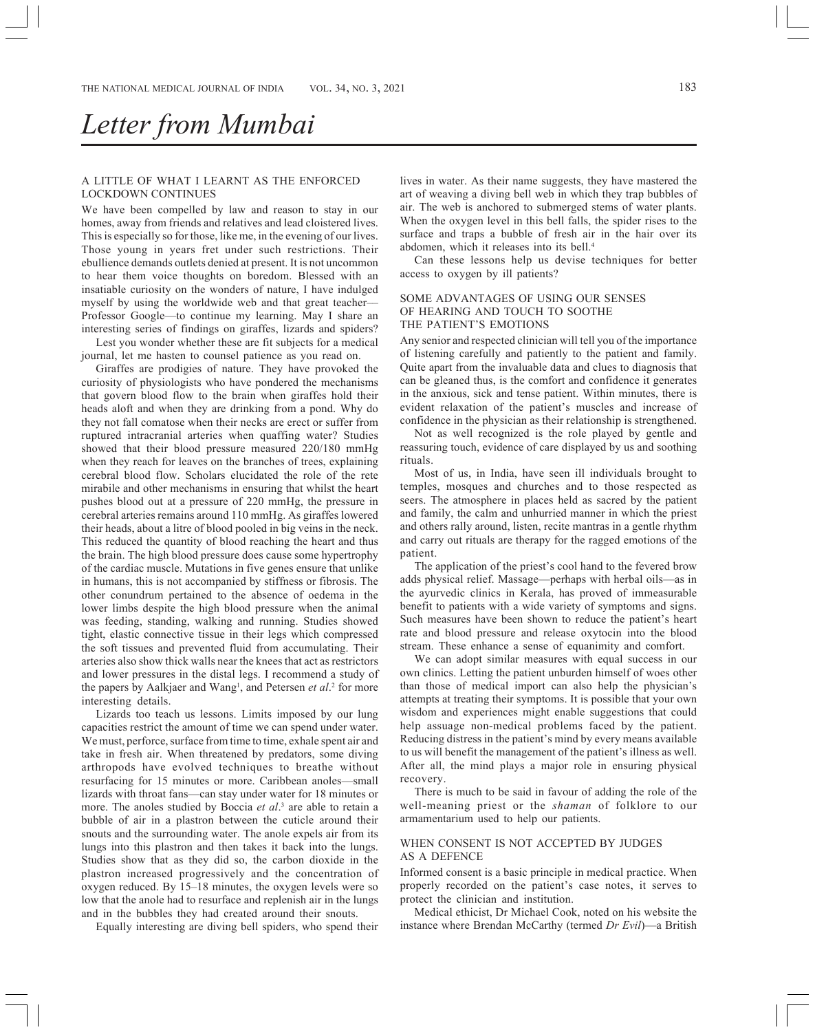# Letter from Mumbai

## A LITTLE OF WHAT I LEARNT AS THE ENFORCED LOCKDOWN CONTINUES

We have been compelled by law and reason to stay in our homes, away from friends and relatives and lead cloistered lives. This is especially so for those, like me, in the evening of our lives. Those young in years fret under such restrictions. Their ebullience demands outlets denied at present. It is not uncommon to hear them voice thoughts on boredom. Blessed with an insatiable curiosity on the wonders of nature, I have indulged myself by using the worldwide web and that great teacher—Professor Google—to continue my learning. May I share an interesting series of findings on giraffes, lizards and spiders?

Lest you wonder whether these are fit subjects for a medical journal, let me hasten to counsel patience as you read on.

Giraffes are prodigies of nature. They have provoked the curiosity of physiologists who have pondered the mechanisms that govern blood flow to the brain when giraffes hold their heads aloft and when they are drinking from a pond. Why do they not fall comatose when their necks are erect or suffer from ruptured intracranial arteries when quaffing water? Studies showed that their blood pressure measured 220/180 mmHg when they reach for leaves on the branches of trees, explaining cerebral blood flow. Scholars elucidated the role of the rete mirabile and other mechanisms in ensuring that whilst the heart pushes blood out at a pressure of 220 mmHg, the pressure in cerebral arteries remains around 110 mmHg. As giraffes lowered their heads, about a litre of blood pooled in big veins in the neck. This reduced the quantity of blood reaching the heart and thus the brain. The high blood pressure does cause some hypertrophy of the cardiac muscle. Mutations in five genes ensure that unlike in humans, this is not accompanied by stiffness or fibrosis. The other conundrum pertained to the absence of oedema in the lower limbs despite the high blood pressure when the animal was feeding, standing, walking and running. Studies showed tight, elastic connective tissue in their legs which compressed the soft tissues and prevented fluid from accumulating. Their arteries also show thick walls near the knees that act as restrictors and lower pressures in the distal legs. I recommend a study of the papers by Aalkjaer and Wang[1], and Petersen *et al*.[2] for more interesting details.

Lizards too teach us lessons. Limits imposed by our lung capacities restrict the amount of time we can spend under water. We must, perforce, surface from time to time, exhale spent air and take in fresh air. When threatened by predators, some diving arthropods have evolved techniques to breathe without resurfacing for 15 minutes or more. Caribbean anoles—small lizards with throat fans—can stay under water for 18 minutes or more. The anoles studied by Boccia *et al*.[3] are able to retain a bubble of air in a plastron between the cuticle around their snouts and the surrounding water. The anole expels air from its lungs into this plastron and then takes it back into the lungs. Studies show that as they did so, the carbon dioxide in the plastron increased progressively and the concentration of oxygen reduced. By 15–18 minutes, the oxygen levels were so low that the anole had to resurface and replenish air in the lungs and in the bubbles they had created around their snouts.

Equally interesting are diving bell spiders, who spend their lives in water. As their name suggests, they have mastered the art of weaving a diving bell web in which they trap bubbles of air. The web is anchored to submerged stems of water plants. When the oxygen level in this bell falls, the spider rises to the surface and traps a bubble of fresh air in the hair over its abdomen, which it releases into its bell.[4]

Can these lessons help us devise techniques for better access to oxygen by ill patients?

## SOME ADVANTAGES OF USING OUR SENSES OF HEARING AND TOUCH TO SOOTHE THE PATIENT'S EMOTIONS

Any senior and respected clinician will tell you of the importance of listening carefully and patiently to the patient and family. Quite apart from the invaluable data and clues to diagnosis that can be gleaned thus, is the comfort and confidence it generates in the anxious, sick and tense patient. Within minutes, there is evident relaxation of the patient's muscles and increase of confidence in the physician as their relationship is strengthened.

Not as well recognized is the role played by gentle and reassuring touch, evidence of care displayed by us and soothing rituals.

Most of us, in India, have seen ill individuals brought to temples, mosques and churches and to those respected as seers. The atmosphere in places held as sacred by the patient and family, the calm and unhurried manner in which the priest and others rally around, listen, recite mantras in a gentle rhythm and carry out rituals are therapy for the ragged emotions of the patient.

The application of the priest's cool hand to the fevered brow adds physical relief. Massage—perhaps with herbal oils—as in the ayurvedic clinics in Kerala, has proved of immeasurable benefit to patients with a wide variety of symptoms and signs. Such measures have been shown to reduce the patient's heart rate and blood pressure and release oxytocin into the blood stream. These enhance a sense of equanimity and comfort.

We can adopt similar measures with equal success in our own clinics. Letting the patient unburden himself of woes other than those of medical import can also help the physician's attempts at treating their symptoms. It is possible that your own wisdom and experiences might enable suggestions that could help assuage non-medical problems faced by the patient. Reducing distress in the patient's mind by every means available to us will benefit the management of the patient's illness as well. After all, the mind plays a major role in ensuring physical recovery.

There is much to be said in favour of adding the role of the well-meaning priest or the *shaman* of folklore to our armamentarium used to help our patients.

## WHEN CONSENT IS NOT ACCEPTED BY JUDGES AS A DEFENCE

Informed consent is a basic principle in medical practice. When properly recorded on the patient's case notes, it serves to protect the clinician and institution.

Medical ethicist, Dr Michael Cook, noted on his website the instance where Brendan McCarthy (termed *Dr Evil*)—a British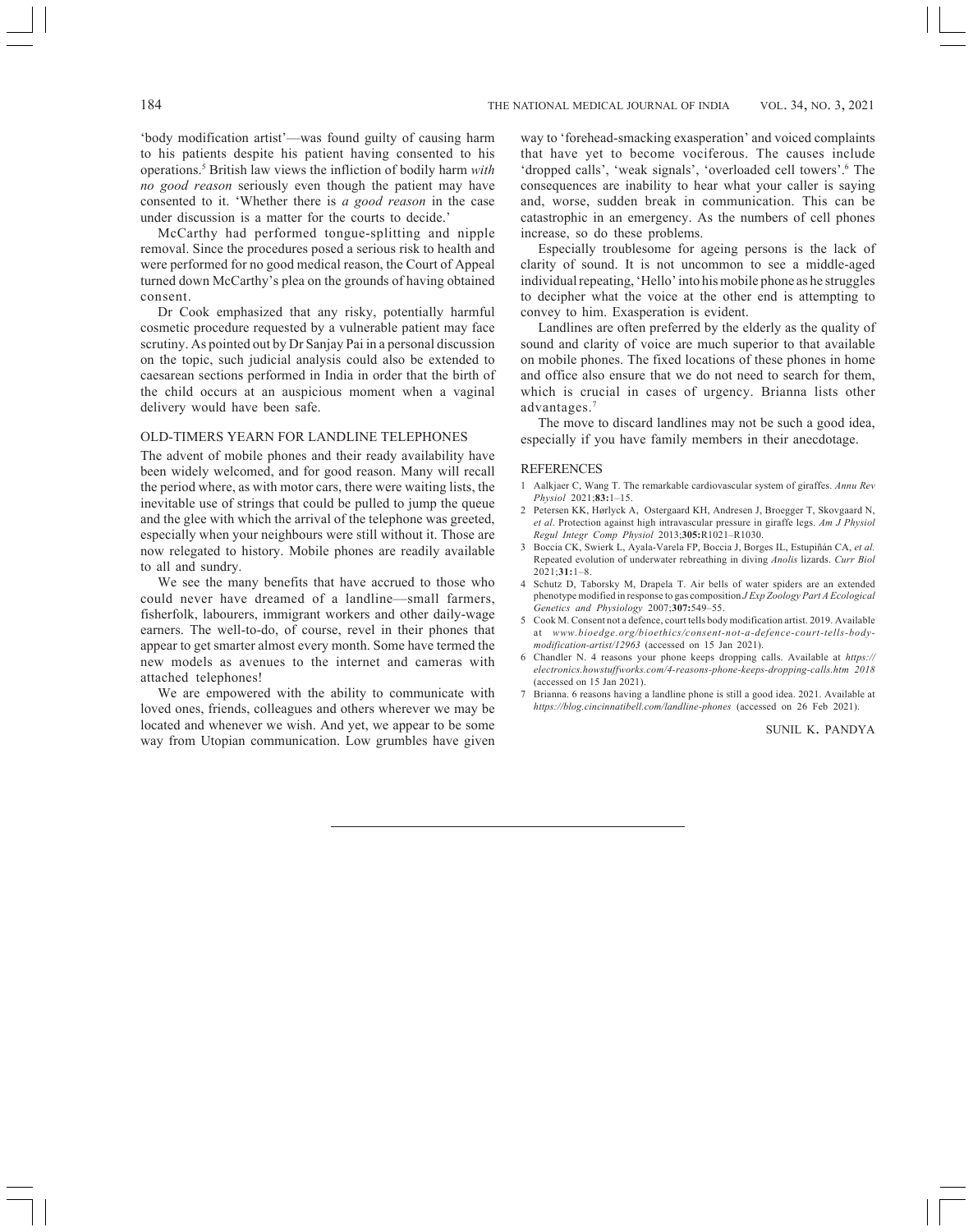'body modification artist'—was found guilty of causing harm to his patients despite his patient having consented to his operations.[5] British law views the infliction of bodily harm *with no good reason* seriously even though the patient may have consented to it. 'Whether there is *a good reason* in the case under discussion is a matter for the courts to decide.'

McCarthy had performed tongue-splitting and nipple removal. Since the procedures posed a serious risk to health and were performed for no good medical reason, the Court of Appeal turned down McCarthy's plea on the grounds of having obtained consent.

Dr Cook emphasized that any risky, potentially harmful cosmetic procedure requested by a vulnerable patient may face scrutiny. As pointed out by Dr Sanjay Pai in a personal discussion on the topic, such judicial analysis could also be extended to caesarean sections performed in India in order that the birth of the child occurs at an auspicious moment when a vaginal delivery would have been safe.

## OLD-TIMERS YEARN FOR LANDLINE TELEPHONES

The advent of mobile phones and their ready availability have been widely welcomed, and for good reason. Many will recall the period where, as with motor cars, there were waiting lists, the inevitable use of strings that could be pulled to jump the queue and the glee with which the arrival of the telephone was greeted, especially when your neighbours were still without it. Those are now relegated to history. Mobile phones are readily available to all and sundry.

We see the many benefits that have accrued to those who could never have dreamed of a landline—small farmers, fisherfolk, labourers, immigrant workers and other daily-wage earners. The well-to-do, of course, revel in their phones that appear to get smarter almost every month. Some have termed the new models as avenues to the internet and cameras with attached telephones!

We are empowered with the ability to communicate with loved ones, friends, colleagues and others wherever we may be located and whenever we wish. And yet, we appear to be some way from Utopian communication. Low grumbles have given way to 'forehead-smacking exasperation' and voiced complaints that have yet to become vociferous. The causes include 'dropped calls', 'weak signals', 'overloaded cell towers'.[6] The consequences are inability to hear what your caller is saying and, worse, sudden break in communication. This can be catastrophic in an emergency. As the numbers of cell phones increase, so do these problems.

Especially troublesome for ageing persons is the lack of clarity of sound. It is not uncommon to see a middle-aged individual repeating, 'Hello' into his mobile phone as he struggles to decipher what the voice at the other end is attempting to convey to him. Exasperation is evident.

Landlines are often preferred by the elderly as the quality of sound and clarity of voice are much superior to that available on mobile phones. The fixed locations of these phones in home and office also ensure that we do not need to search for them, which is crucial in cases of urgency. Brianna lists other advantages.[7]

The move to discard landlines may not be such a good idea, especially if you have family members in their anecdotage.

## REFERENCES

1. Aalkjaer C, Wang T. The remarkable cardiovascular system of giraffes. *Annu Rev Physiol* 2021;**83:**1–15.
2. Petersen KK, Hørlyck A, Ostergaard KH, Andresen J, Broegger T, Skovgaard N, *et al*. Protection against high intravascular pressure in giraffe legs. *Am J Physiol Regul Integr Comp Physiol* 2013;**305:**R1021–R1030.
3. Boccia CK, Swierk L, Ayala-Varela FP, Boccia J, Borges IL, Estupiñán CA, *et al.* Repeated evolution of underwater rebreathing in diving *Anolis* lizards. *Curr Biol* 2021;**31:**1–8.
4. Schutz D, Taborsky M, Drapela T. Air bells of water spiders are an extended phenotype modified in response to gas composition *J Exp Zoology Part A Ecological Genetics and Physiology* 2007;**307:**549–55.
5. Cook M. Consent not a defence, court tells body modification artist. 2019. Available at *www.bioedge.org/bioethics/consent-not-a-defence-court-tells-body-modification-artist/12963* (accessed on 15 Jan 2021).
6. Chandler N. 4 reasons your phone keeps dropping calls. Available at *https://electronics.howstuffworks.com/4-reasons-phone-keeps-dropping-calls.htm 2018* (accessed on 15 Jan 2021).
7. Brianna. 6 reasons having a landline phone is still a good idea. 2021. Available at *https://blog.cincinnatibell.com/landline-phones* (accessed on 26 Feb 2021).

SUNIL K. PANDYA